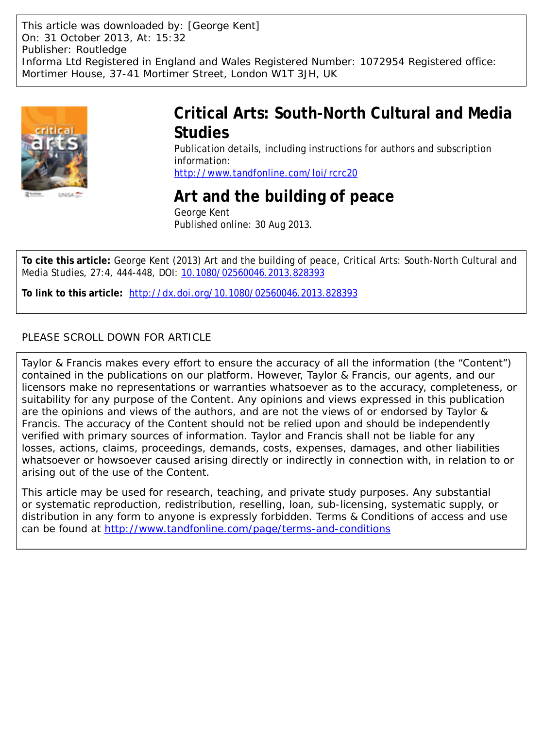This article was downloaded by: [George Kent]
On: 31 October 2013, At: 15:32
Publisher: Routledge
Informa Ltd Registered in England and Wales Registered Number: 1072954 Registered office: Mortimer House, 37-41 Mortimer Street, London W1T 3JH, UK

# Critical Arts: South-North Cultural and Media Studies

Publication details, including instructions for authors and subscription information:
http://www.tandfonline.com/loi/rcrc20

## Art and the building of peace

George Kent
Published online: 30 Aug 2013.

**To cite this article:** George Kent (2013) Art and the building of peace, Critical Arts: South-North Cultural and Media Studies, 27:4, 444-448, DOI: 10.1080/02560046.2013.828393

**To link to this article:** http://dx.doi.org/10.1080/02560046.2013.828393

PLEASE SCROLL DOWN FOR ARTICLE

Taylor & Francis makes every effort to ensure the accuracy of all the information (the "Content") contained in the publications on our platform. However, Taylor & Francis, our agents, and our licensors make no representations or warranties whatsoever as to the accuracy, completeness, or suitability for any purpose of the Content. Any opinions and views expressed in this publication are the opinions and views of the authors, and are not the views of or endorsed by Taylor & Francis. The accuracy of the Content should not be relied upon and should be independently verified with primary sources of information. Taylor and Francis shall not be liable for any losses, actions, claims, proceedings, demands, costs, expenses, damages, and other liabilities whatsoever or howsoever caused arising directly or indirectly in connection with, in relation to or arising out of the use of the Content.

This article may be used for research, teaching, and private study purposes. Any substantial or systematic reproduction, redistribution, reselling, loan, sub-licensing, systematic supply, or distribution in any form to anyone is expressly forbidden. Terms & Conditions of access and use can be found at http://www.tandfonline.com/page/terms-and-conditions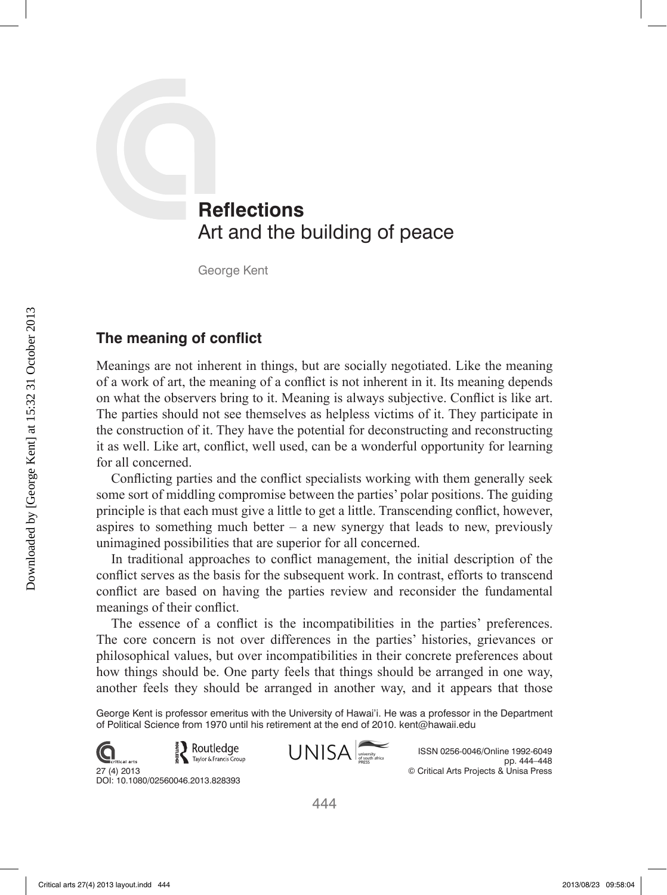## Reflections
Art and the building of peace

George Kent

### The meaning of conflict

Meanings are not inherent in things, but are socially negotiated. Like the meaning of a work of art, the meaning of a conflict is not inherent in it. Its meaning depends on what the observers bring to it. Meaning is always subjective. Conflict is like art. The parties should not see themselves as helpless victims of it. They participate in the construction of it. They have the potential for deconstructing and reconstructing it as well. Like art, conflict, well used, can be a wonderful opportunity for learning for all concerned.

Conflicting parties and the conflict specialists working with them generally seek some sort of middling compromise between the parties' polar positions. The guiding principle is that each must give a little to get a little. Transcending conflict, however, aspires to something much better – a new synergy that leads to new, previously unimagined possibilities that are superior for all concerned.

In traditional approaches to conflict management, the initial description of the conflict serves as the basis for the subsequent work. In contrast, efforts to transcend conflict are based on having the parties review and reconsider the fundamental meanings of their conflict.

The essence of a conflict is the incompatibilities in the parties' preferences. The core concern is not over differences in the parties' histories, grievances or philosophical values, but over incompatibilities in their concrete preferences about how things should be. One party feels that things should be arranged in one way, another feels they should be arranged in another way, and it appears that those

George Kent is professor emeritus with the University of Hawai'i. He was a professor in the Department of Political Science from 1970 until his retirement at the end of 2010. kent@hawaii.edu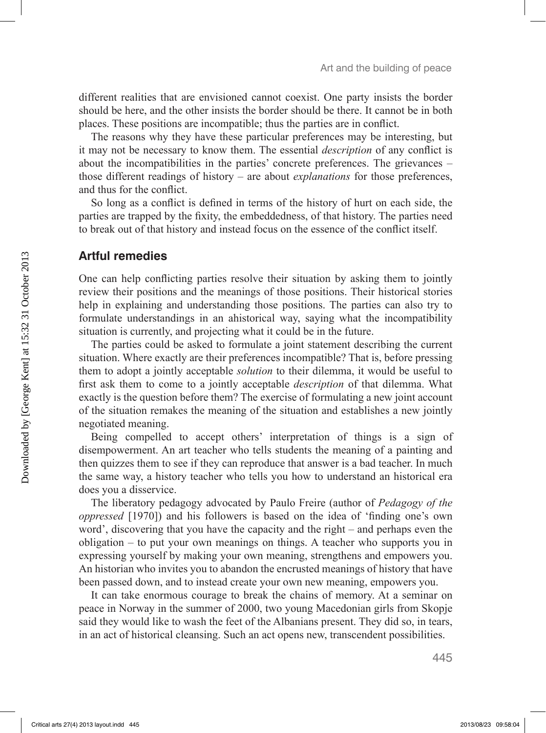different realities that are envisioned cannot coexist. One party insists the border should be here, and the other insists the border should be there. It cannot be in both places. These positions are incompatible; thus the parties are in conflict.

The reasons why they have these particular preferences may be interesting, but it may not be necessary to know them. The essential *description* of any conflict is about the incompatibilities in the parties' concrete preferences. The grievances – those different readings of history – are about *explanations* for those preferences, and thus for the conflict.

So long as a conflict is defined in terms of the history of hurt on each side, the parties are trapped by the fixity, the embeddedness, of that history. The parties need to break out of that history and instead focus on the essence of the conflict itself.

## Artful remedies

One can help conflicting parties resolve their situation by asking them to jointly review their positions and the meanings of those positions. Their historical stories help in explaining and understanding those positions. The parties can also try to formulate understandings in an ahistorical way, saying what the incompatibility situation is currently, and projecting what it could be in the future.

The parties could be asked to formulate a joint statement describing the current situation. Where exactly are their preferences incompatible? That is, before pressing them to adopt a jointly acceptable *solution* to their dilemma, it would be useful to first ask them to come to a jointly acceptable *description* of that dilemma. What exactly is the question before them? The exercise of formulating a new joint account of the situation remakes the meaning of the situation and establishes a new jointly negotiated meaning.

Being compelled to accept others' interpretation of things is a sign of disempowerment. An art teacher who tells students the meaning of a painting and then quizzes them to see if they can reproduce that answer is a bad teacher. In much the same way, a history teacher who tells you how to understand an historical era does you a disservice.

The liberatory pedagogy advocated by Paulo Freire (author of *Pedagogy of the oppressed* [1970]) and his followers is based on the idea of 'finding one's own word', discovering that you have the capacity and the right – and perhaps even the obligation – to put your own meanings on things. A teacher who supports you in expressing yourself by making your own meaning, strengthens and empowers you. An historian who invites you to abandon the encrusted meanings of history that have been passed down, and to instead create your own new meaning, empowers you.

It can take enormous courage to break the chains of memory. At a seminar on peace in Norway in the summer of 2000, two young Macedonian girls from Skopje said they would like to wash the feet of the Albanians present. They did so, in tears, in an act of historical cleansing. Such an act opens new, transcendent possibilities.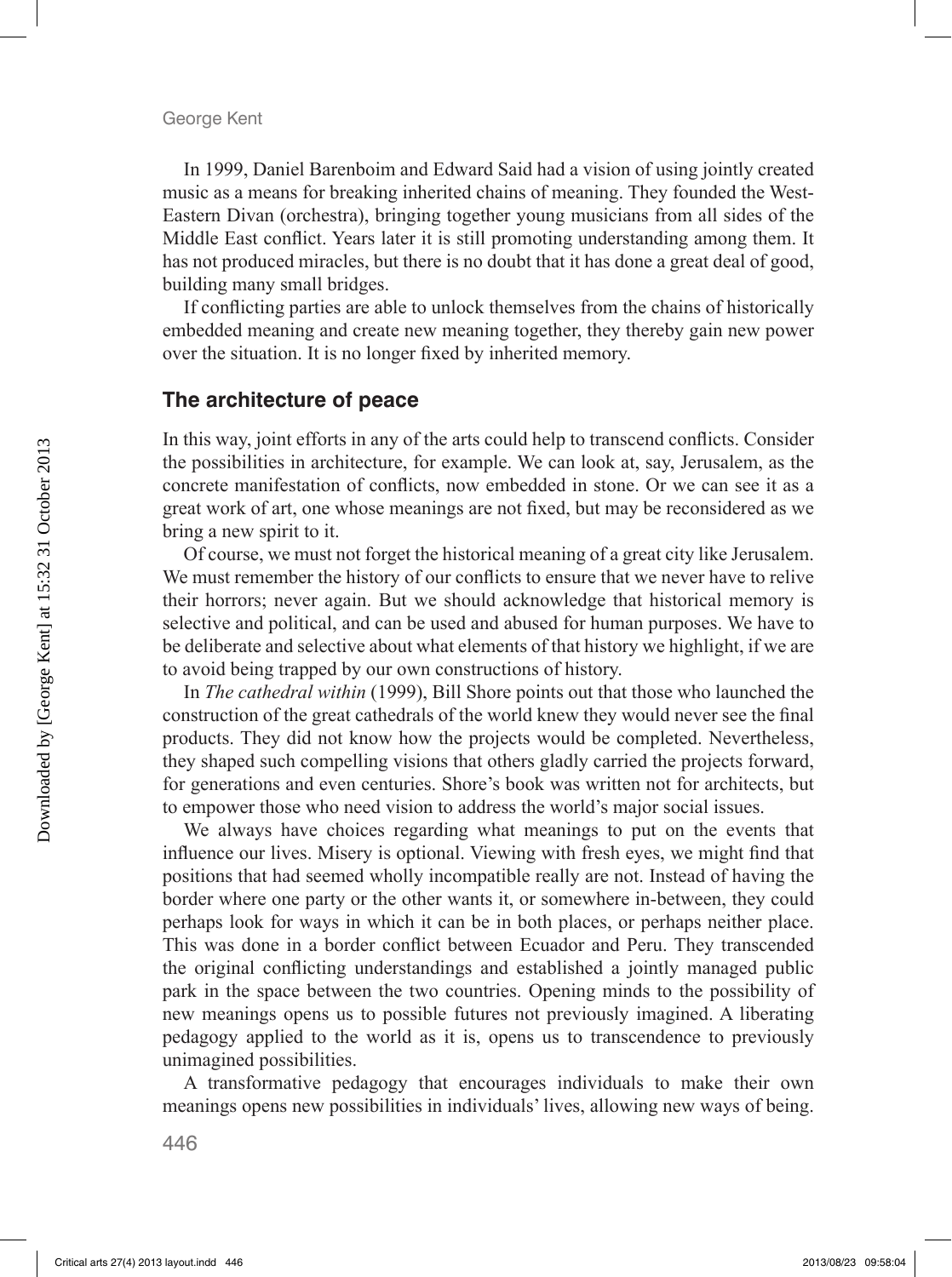In 1999, Daniel Barenboim and Edward Said had a vision of using jointly created music as a means for breaking inherited chains of meaning. They founded the West-Eastern Divan (orchestra), bringing together young musicians from all sides of the Middle East conflict. Years later it is still promoting understanding among them. It has not produced miracles, but there is no doubt that it has done a great deal of good, building many small bridges.

If conflicting parties are able to unlock themselves from the chains of historically embedded meaning and create new meaning together, they thereby gain new power over the situation. It is no longer fixed by inherited memory.

## The architecture of peace

In this way, joint efforts in any of the arts could help to transcend conflicts. Consider the possibilities in architecture, for example. We can look at, say, Jerusalem, as the concrete manifestation of conflicts, now embedded in stone. Or we can see it as a great work of art, one whose meanings are not fixed, but may be reconsidered as we bring a new spirit to it.

Of course, we must not forget the historical meaning of a great city like Jerusalem. We must remember the history of our conflicts to ensure that we never have to relive their horrors; never again. But we should acknowledge that historical memory is selective and political, and can be used and abused for human purposes. We have to be deliberate and selective about what elements of that history we highlight, if we are to avoid being trapped by our own constructions of history.

In *The cathedral within* (1999), Bill Shore points out that those who launched the construction of the great cathedrals of the world knew they would never see the final products. They did not know how the projects would be completed. Nevertheless, they shaped such compelling visions that others gladly carried the projects forward, for generations and even centuries. Shore's book was written not for architects, but to empower those who need vision to address the world's major social issues.

We always have choices regarding what meanings to put on the events that influence our lives. Misery is optional. Viewing with fresh eyes, we might find that positions that had seemed wholly incompatible really are not. Instead of having the border where one party or the other wants it, or somewhere in-between, they could perhaps look for ways in which it can be in both places, or perhaps neither place. This was done in a border conflict between Ecuador and Peru. They transcended the original conflicting understandings and established a jointly managed public park in the space between the two countries. Opening minds to the possibility of new meanings opens us to possible futures not previously imagined. A liberating pedagogy applied to the world as it is, opens us to transcendence to previously unimagined possibilities.

A transformative pedagogy that encourages individuals to make their own meanings opens new possibilities in individuals' lives, allowing new ways of being.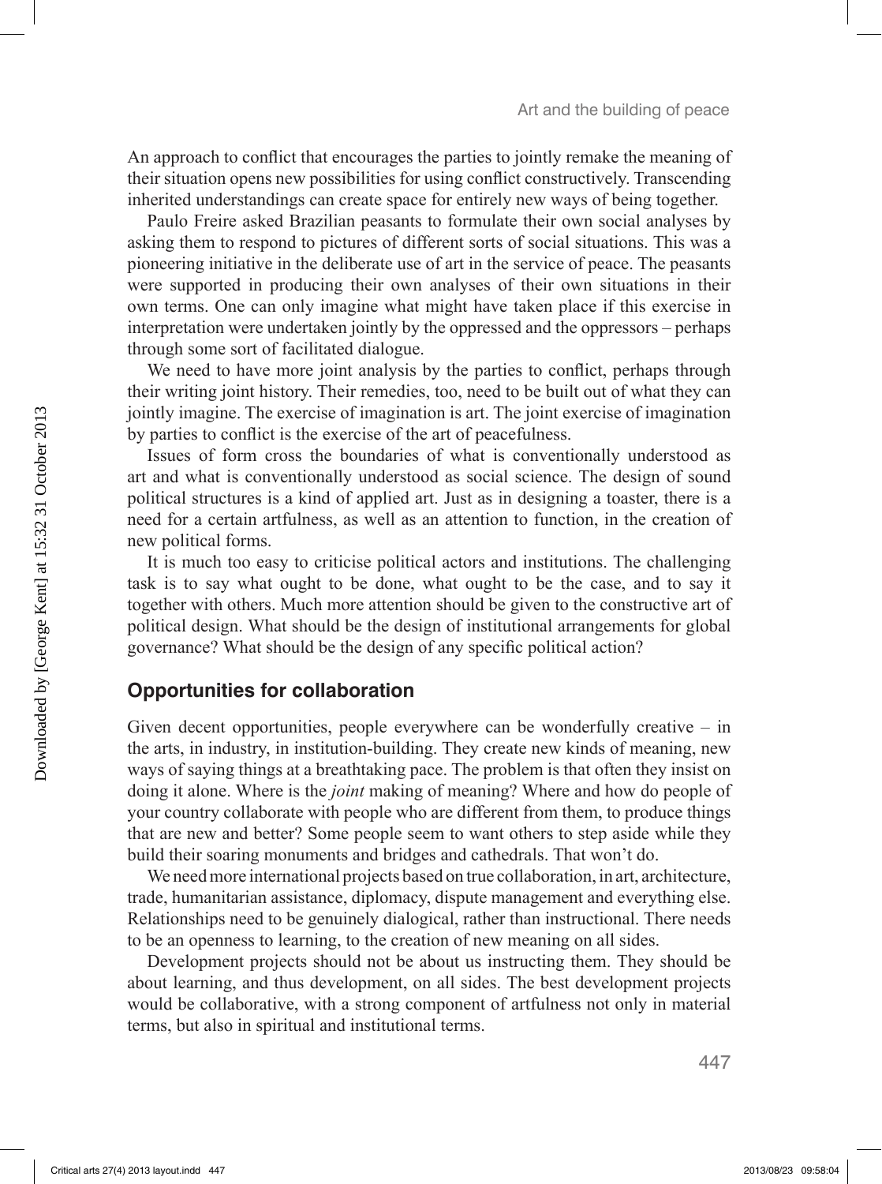An approach to conflict that encourages the parties to jointly remake the meaning of their situation opens new possibilities for using conflict constructively. Transcending inherited understandings can create space for entirely new ways of being together.

Paulo Freire asked Brazilian peasants to formulate their own social analyses by asking them to respond to pictures of different sorts of social situations. This was a pioneering initiative in the deliberate use of art in the service of peace. The peasants were supported in producing their own analyses of their own situations in their own terms. One can only imagine what might have taken place if this exercise in interpretation were undertaken jointly by the oppressed and the oppressors – perhaps through some sort of facilitated dialogue.

We need to have more joint analysis by the parties to conflict, perhaps through their writing joint history. Their remedies, too, need to be built out of what they can jointly imagine. The exercise of imagination is art. The joint exercise of imagination by parties to conflict is the exercise of the art of peacefulness.

Issues of form cross the boundaries of what is conventionally understood as art and what is conventionally understood as social science. The design of sound political structures is a kind of applied art. Just as in designing a toaster, there is a need for a certain artfulness, as well as an attention to function, in the creation of new political forms.

It is much too easy to criticise political actors and institutions. The challenging task is to say what ought to be done, what ought to be the case, and to say it together with others. Much more attention should be given to the constructive art of political design. What should be the design of institutional arrangements for global governance? What should be the design of any specific political action?

## Opportunities for collaboration

Given decent opportunities, people everywhere can be wonderfully creative – in the arts, in industry, in institution-building. They create new kinds of meaning, new ways of saying things at a breathtaking pace. The problem is that often they insist on doing it alone. Where is the *joint* making of meaning? Where and how do people of your country collaborate with people who are different from them, to produce things that are new and better? Some people seem to want others to step aside while they build their soaring monuments and bridges and cathedrals. That won't do.

We need more international projects based on true collaboration, in art, architecture, trade, humanitarian assistance, diplomacy, dispute management and everything else. Relationships need to be genuinely dialogical, rather than instructional. There needs to be an openness to learning, to the creation of new meaning on all sides.

Development projects should not be about us instructing them. They should be about learning, and thus development, on all sides. The best development projects would be collaborative, with a strong component of artfulness not only in material terms, but also in spiritual and institutional terms.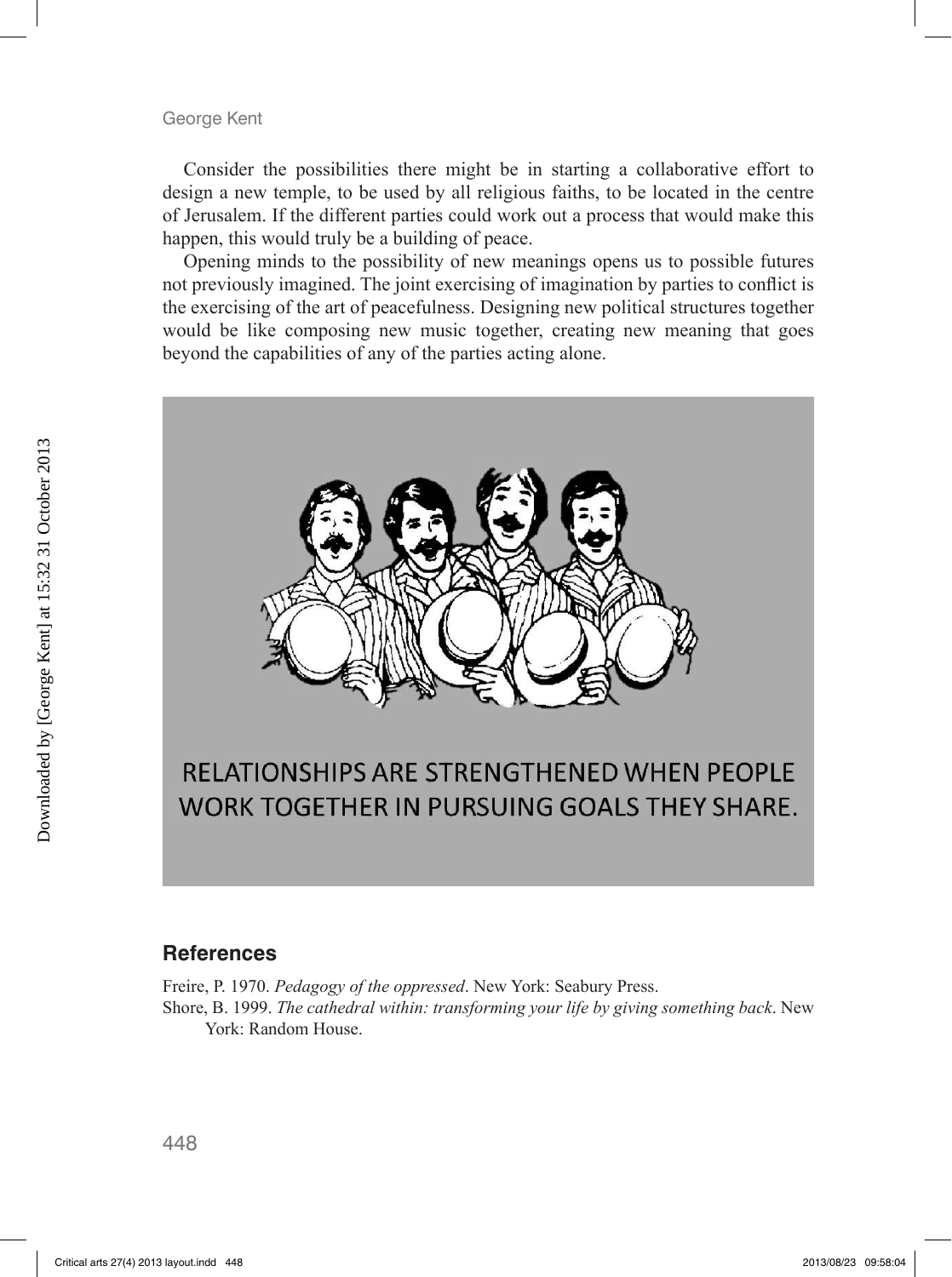Consider the possibilities there might be in starting a collaborative effort to design a new temple, to be used by all religious faiths, to be located in the centre of Jerusalem. If the different parties could work out a process that would make this happen, this would truly be a building of peace.

Opening minds to the possibility of new meanings opens us to possible futures not previously imagined. The joint exercising of imagination by parties to conflict is the exercising of the art of peacefulness. Designing new political structures together would be like composing new music together, creating new meaning that goes beyond the capabilities of any of the parties acting alone.

RELATIONSHIPS ARE STRENGTHENED WHEN PEOPLE WORK TOGETHER IN PURSUING GOALS THEY SHARE.

## References

Freire, P. 1970. *Pedagogy of the oppressed*. New York: Seabury Press.

Shore, B. 1999. *The cathedral within: transforming your life by giving something back*. New York: Random House.